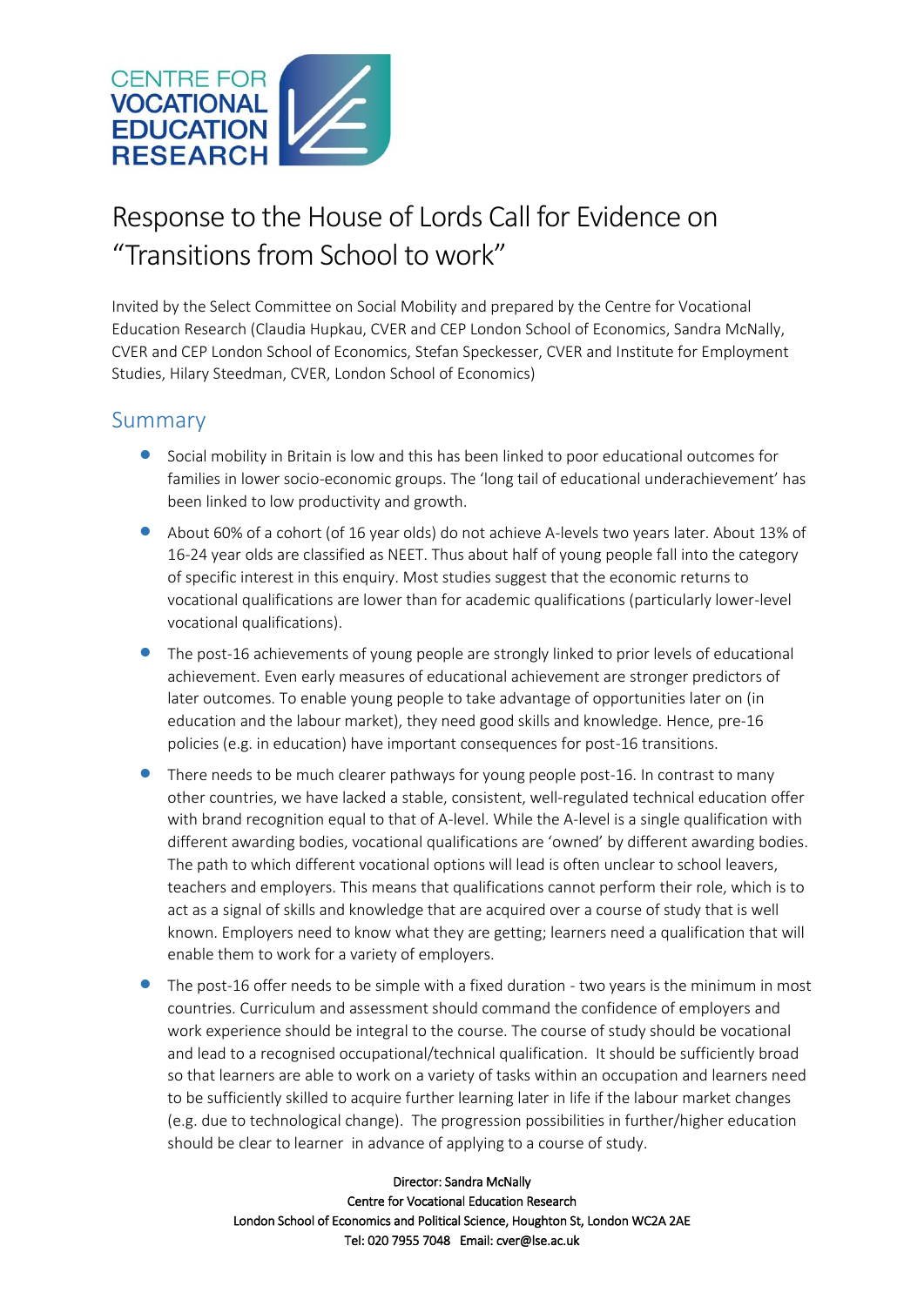CENTRE FOR VOCATIONAL EDUCATION RESEARCH

# Response to the House of Lords Call for Evidence on "Transitions from School to work"

Invited by the Select Committee on Social Mobility and prepared by the Centre for Vocational Education Research (Claudia Hupkau, CVER and CEP London School of Economics, Sandra McNally, CVER and CEP London School of Economics, Stefan Speckesser, CVER and Institute for Employment Studies, Hilary Steedman, CVER, London School of Economics)

## Summary

- Social mobility in Britain is low and this has been linked to poor educational outcomes for families in lower socio-economic groups. The 'long tail of educational underachievement' has been linked to low productivity and growth.
- About 60% of a cohort (of 16 year olds) do not achieve A-levels two years later. About 13% of 16-24 year olds are classified as NEET. Thus about half of young people fall into the category of specific interest in this enquiry. Most studies suggest that the economic returns to vocational qualifications are lower than for academic qualifications (particularly lower-level vocational qualifications).
- The post-16 achievements of young people are strongly linked to prior levels of educational achievement. Even early measures of educational achievement are stronger predictors of later outcomes. To enable young people to take advantage of opportunities later on (in education and the labour market), they need good skills and knowledge. Hence, pre-16 policies (e.g. in education) have important consequences for post-16 transitions.
- There needs to be much clearer pathways for young people post-16. In contrast to many other countries, we have lacked a stable, consistent, well-regulated technical education offer with brand recognition equal to that of A-level. While the A-level is a single qualification with different awarding bodies, vocational qualifications are 'owned' by different awarding bodies. The path to which different vocational options will lead is often unclear to school leavers, teachers and employers. This means that qualifications cannot perform their role, which is to act as a signal of skills and knowledge that are acquired over a course of study that is well known. Employers need to know what they are getting; learners need a qualification that will enable them to work for a variety of employers.
- The post-16 offer needs to be simple with a fixed duration - two years is the minimum in most countries. Curriculum and assessment should command the confidence of employers and work experience should be integral to the course. The course of study should be vocational and lead to a recognised occupational/technical qualification. It should be sufficiently broad so that learners are able to work on a variety of tasks within an occupation and learners need to be sufficiently skilled to acquire further learning later in life if the labour market changes (e.g. due to technological change). The progression possibilities in further/higher education should be clear to learner in advance of applying to a course of study.

Director: Sandra McNally
Centre for Vocational Education Research
London School of Economics and Political Science, Houghton St, London WC2A 2AE
Tel: 020 7955 7048 Email: cver@lse.ac.uk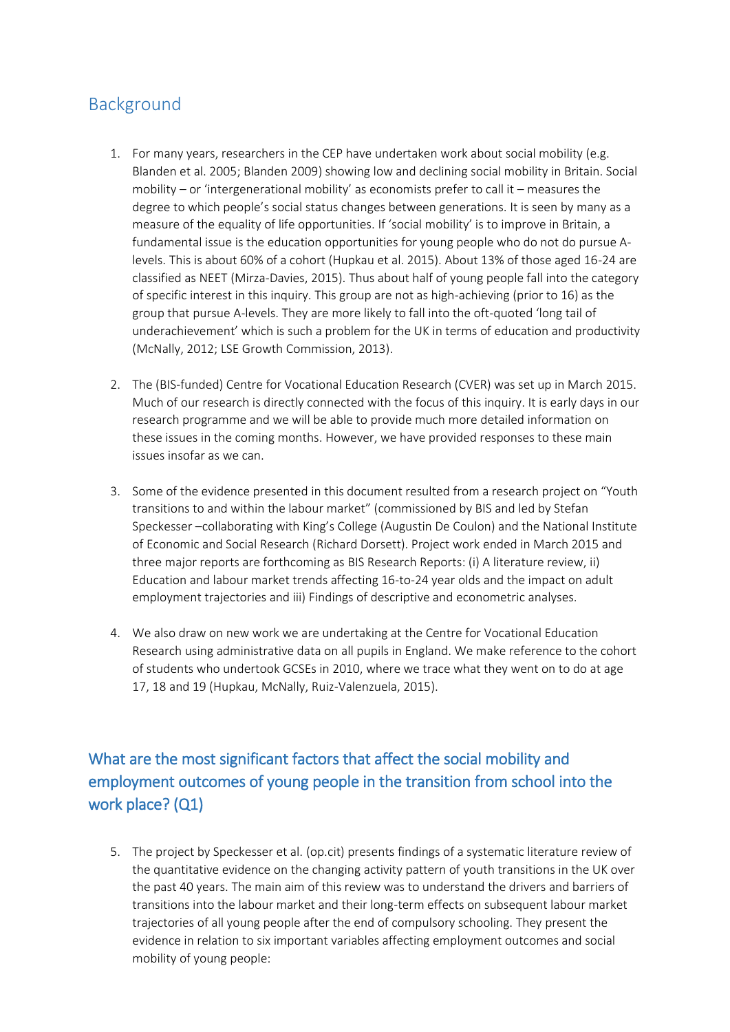## Background

1. For many years, researchers in the CEP have undertaken work about social mobility (e.g. Blanden et al. 2005; Blanden 2009) showing low and declining social mobility in Britain. Social mobility – or 'intergenerational mobility' as economists prefer to call it – measures the degree to which people's social status changes between generations. It is seen by many as a measure of the equality of life opportunities. If 'social mobility' is to improve in Britain, a fundamental issue is the education opportunities for young people who do not do pursue A-levels. This is about 60% of a cohort (Hupkau et al. 2015). About 13% of those aged 16-24 are classified as NEET (Mirza-Davies, 2015). Thus about half of young people fall into the category of specific interest in this inquiry. This group are not as high-achieving (prior to 16) as the group that pursue A-levels. They are more likely to fall into the oft-quoted 'long tail of underachievement' which is such a problem for the UK in terms of education and productivity (McNally, 2012; LSE Growth Commission, 2013).

2. The (BIS-funded) Centre for Vocational Education Research (CVER) was set up in March 2015. Much of our research is directly connected with the focus of this inquiry. It is early days in our research programme and we will be able to provide much more detailed information on these issues in the coming months. However, we have provided responses to these main issues insofar as we can.

3. Some of the evidence presented in this document resulted from a research project on "Youth transitions to and within the labour market" (commissioned by BIS and led by Stefan Speckesser –collaborating with King's College (Augustin De Coulon) and the National Institute of Economic and Social Research (Richard Dorsett). Project work ended in March 2015 and three major reports are forthcoming as BIS Research Reports: (i) A literature review, ii) Education and labour market trends affecting 16-to-24 year olds and the impact on adult employment trajectories and iii) Findings of descriptive and econometric analyses.

4. We also draw on new work we are undertaking at the Centre for Vocational Education Research using administrative data on all pupils in England. We make reference to the cohort of students who undertook GCSEs in 2010, where we trace what they went on to do at age 17, 18 and 19 (Hupkau, McNally, Ruiz-Valenzuela, 2015).

## What are the most significant factors that affect the social mobility and employment outcomes of young people in the transition from school into the work place? (Q1)

5. The project by Speckesser et al. (op.cit) presents findings of a systematic literature review of the quantitative evidence on the changing activity pattern of youth transitions in the UK over the past 40 years. The main aim of this review was to understand the drivers and barriers of transitions into the labour market and their long-term effects on subsequent labour market trajectories of all young people after the end of compulsory schooling. They present the evidence in relation to six important variables affecting employment outcomes and social mobility of young people: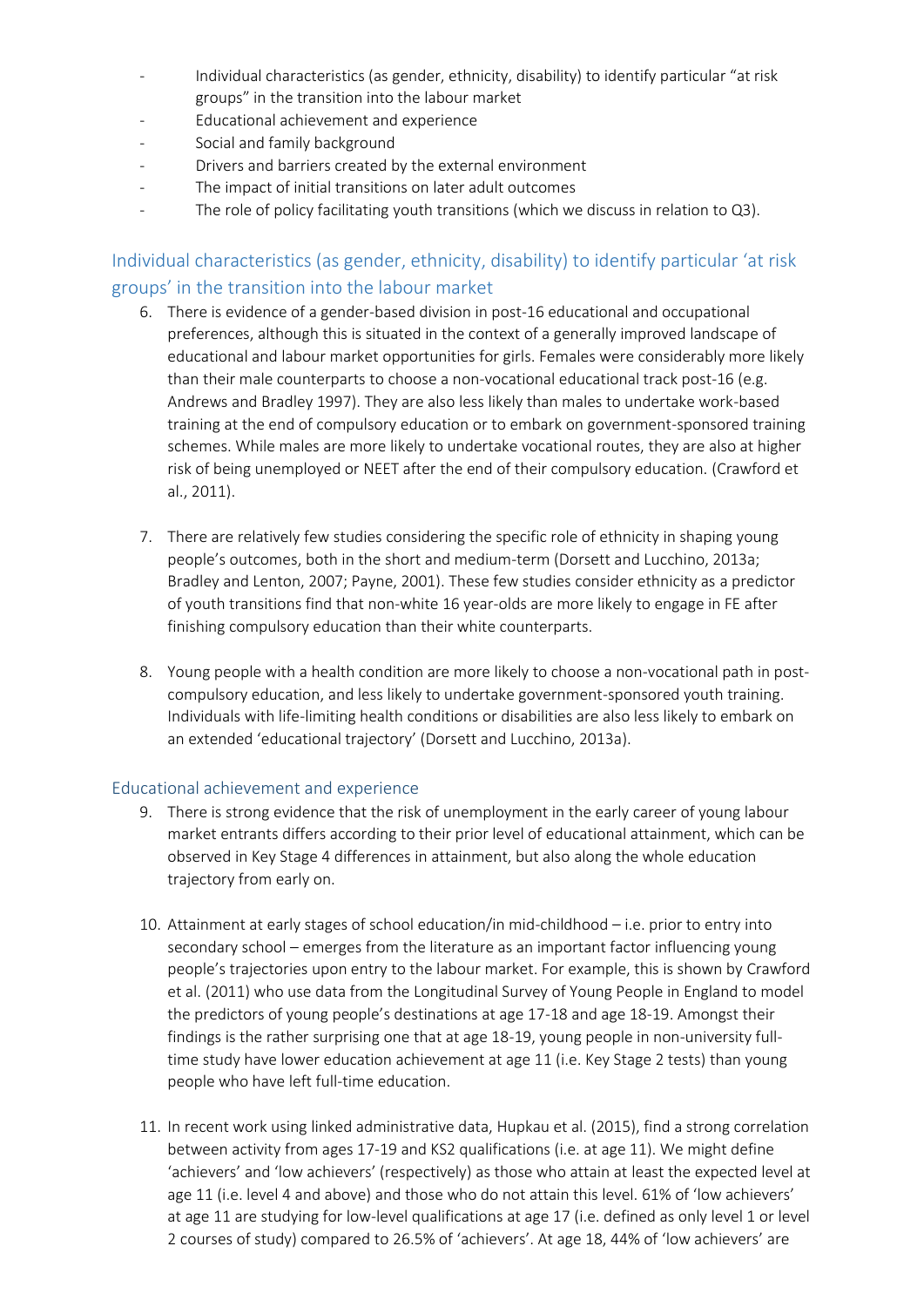- Individual characteristics (as gender, ethnicity, disability) to identify particular "at risk groups" in the transition into the labour market
- Educational achievement and experience
- Social and family background
- Drivers and barriers created by the external environment
- The impact of initial transitions on later adult outcomes
- The role of policy facilitating youth transitions (which we discuss in relation to Q3).

## Individual characteristics (as gender, ethnicity, disability) to identify particular 'at risk groups' in the transition into the labour market

6. There is evidence of a gender-based division in post-16 educational and occupational preferences, although this is situated in the context of a generally improved landscape of educational and labour market opportunities for girls. Females were considerably more likely than their male counterparts to choose a non-vocational educational track post-16 (e.g. Andrews and Bradley 1997). They are also less likely than males to undertake work-based training at the end of compulsory education or to embark on government-sponsored training schemes. While males are more likely to undertake vocational routes, they are also at higher risk of being unemployed or NEET after the end of their compulsory education. (Crawford et al., 2011).

7. There are relatively few studies considering the specific role of ethnicity in shaping young people's outcomes, both in the short and medium-term (Dorsett and Lucchino, 2013a; Bradley and Lenton, 2007; Payne, 2001). These few studies consider ethnicity as a predictor of youth transitions find that non-white 16 year-olds are more likely to engage in FE after finishing compulsory education than their white counterparts.

8. Young people with a health condition are more likely to choose a non-vocational path in post-compulsory education, and less likely to undertake government-sponsored youth training. Individuals with life-limiting health conditions or disabilities are also less likely to embark on an extended 'educational trajectory' (Dorsett and Lucchino, 2013a).

### Educational achievement and experience

9. There is strong evidence that the risk of unemployment in the early career of young labour market entrants differs according to their prior level of educational attainment, which can be observed in Key Stage 4 differences in attainment, but also along the whole education trajectory from early on.

10. Attainment at early stages of school education/in mid-childhood – i.e. prior to entry into secondary school – emerges from the literature as an important factor influencing young people's trajectories upon entry to the labour market. For example, this is shown by Crawford et al. (2011) who use data from the Longitudinal Survey of Young People in England to model the predictors of young people's destinations at age 17-18 and age 18-19. Amongst their findings is the rather surprising one that at age 18-19, young people in non-university full-time study have lower education achievement at age 11 (i.e. Key Stage 2 tests) than young people who have left full-time education.

11. In recent work using linked administrative data, Hupkau et al. (2015), find a strong correlation between activity from ages 17-19 and KS2 qualifications (i.e. at age 11). We might define 'achievers' and 'low achievers' (respectively) as those who attain at least the expected level at age 11 (i.e. level 4 and above) and those who do not attain this level. 61% of 'low achievers' at age 11 are studying for low-level qualifications at age 17 (i.e. defined as only level 1 or level 2 courses of study) compared to 26.5% of 'achievers'. At age 18, 44% of 'low achievers' are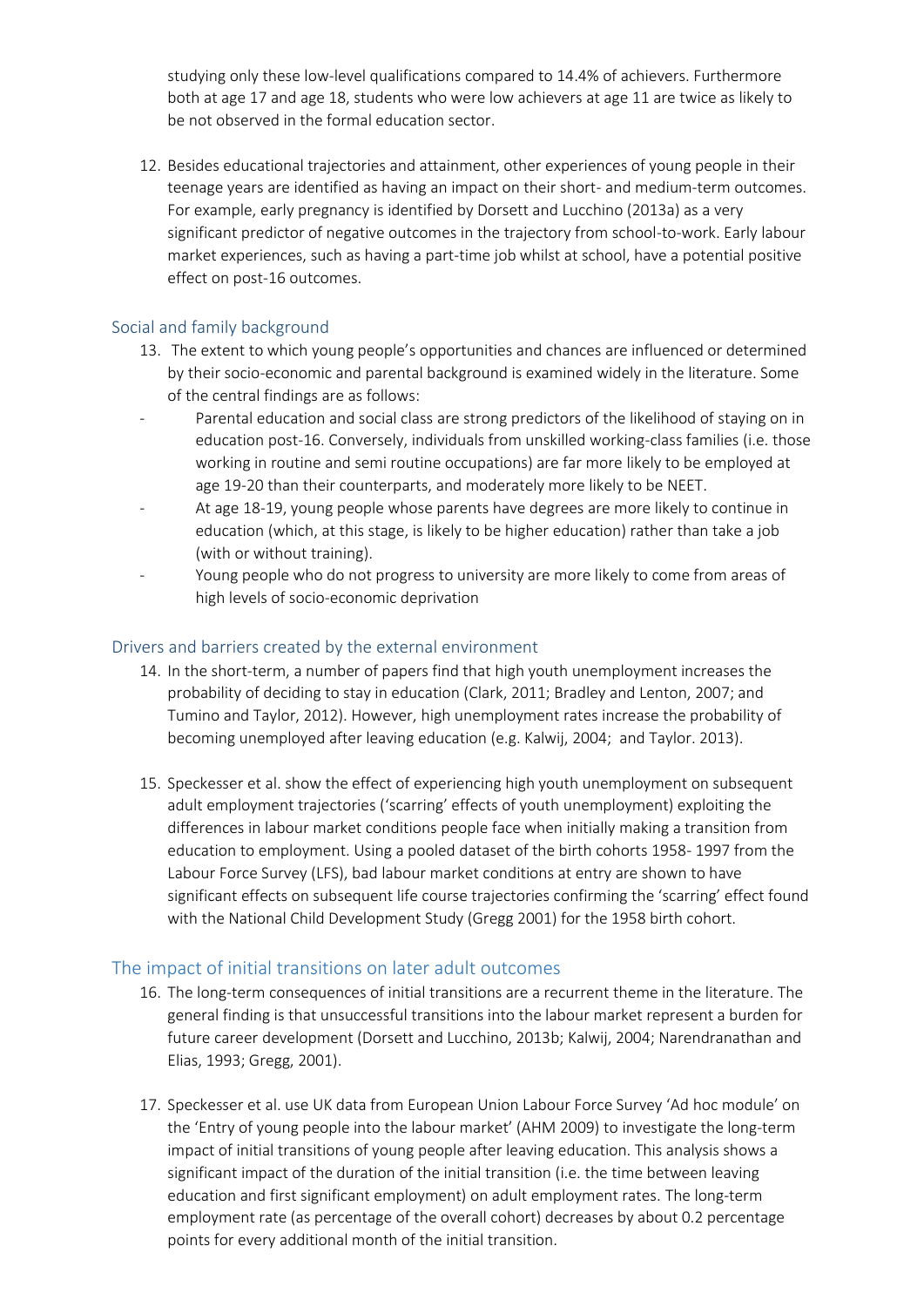studying only these low-level qualifications compared to 14.4% of achievers. Furthermore both at age 17 and age 18, students who were low achievers at age 11 are twice as likely to be not observed in the formal education sector.

12. Besides educational trajectories and attainment, other experiences of young people in their teenage years are identified as having an impact on their short- and medium-term outcomes. For example, early pregnancy is identified by Dorsett and Lucchino (2013a) as a very significant predictor of negative outcomes in the trajectory from school-to-work. Early labour market experiences, such as having a part-time job whilst at school, have a potential positive effect on post-16 outcomes.

## Social and family background

13. The extent to which young people's opportunities and chances are influenced or determined by their socio-economic and parental background is examined widely in the literature. Some of the central findings are as follows:

- Parental education and social class are strong predictors of the likelihood of staying on in education post-16. Conversely, individuals from unskilled working-class families (i.e. those working in routine and semi routine occupations) are far more likely to be employed at age 19-20 than their counterparts, and moderately more likely to be NEET.
- At age 18-19, young people whose parents have degrees are more likely to continue in education (which, at this stage, is likely to be higher education) rather than take a job (with or without training).
- Young people who do not progress to university are more likely to come from areas of high levels of socio-economic deprivation

## Drivers and barriers created by the external environment

14. In the short-term, a number of papers find that high youth unemployment increases the probability of deciding to stay in education (Clark, 2011; Bradley and Lenton, 2007; and Tumino and Taylor, 2012). However, high unemployment rates increase the probability of becoming unemployed after leaving education (e.g. Kalwij, 2004; and Taylor. 2013).

15. Speckesser et al. show the effect of experiencing high youth unemployment on subsequent adult employment trajectories ('scarring' effects of youth unemployment) exploiting the differences in labour market conditions people face when initially making a transition from education to employment. Using a pooled dataset of the birth cohorts 1958- 1997 from the Labour Force Survey (LFS), bad labour market conditions at entry are shown to have significant effects on subsequent life course trajectories confirming the 'scarring' effect found with the National Child Development Study (Gregg 2001) for the 1958 birth cohort.

## The impact of initial transitions on later adult outcomes

16. The long-term consequences of initial transitions are a recurrent theme in the literature. The general finding is that unsuccessful transitions into the labour market represent a burden for future career development (Dorsett and Lucchino, 2013b; Kalwij, 2004; Narendranathan and Elias, 1993; Gregg, 2001).

17. Speckesser et al. use UK data from European Union Labour Force Survey 'Ad hoc module' on the 'Entry of young people into the labour market' (AHM 2009) to investigate the long-term impact of initial transitions of young people after leaving education. This analysis shows a significant impact of the duration of the initial transition (i.e. the time between leaving education and first significant employment) on adult employment rates. The long-term employment rate (as percentage of the overall cohort) decreases by about 0.2 percentage points for every additional month of the initial transition.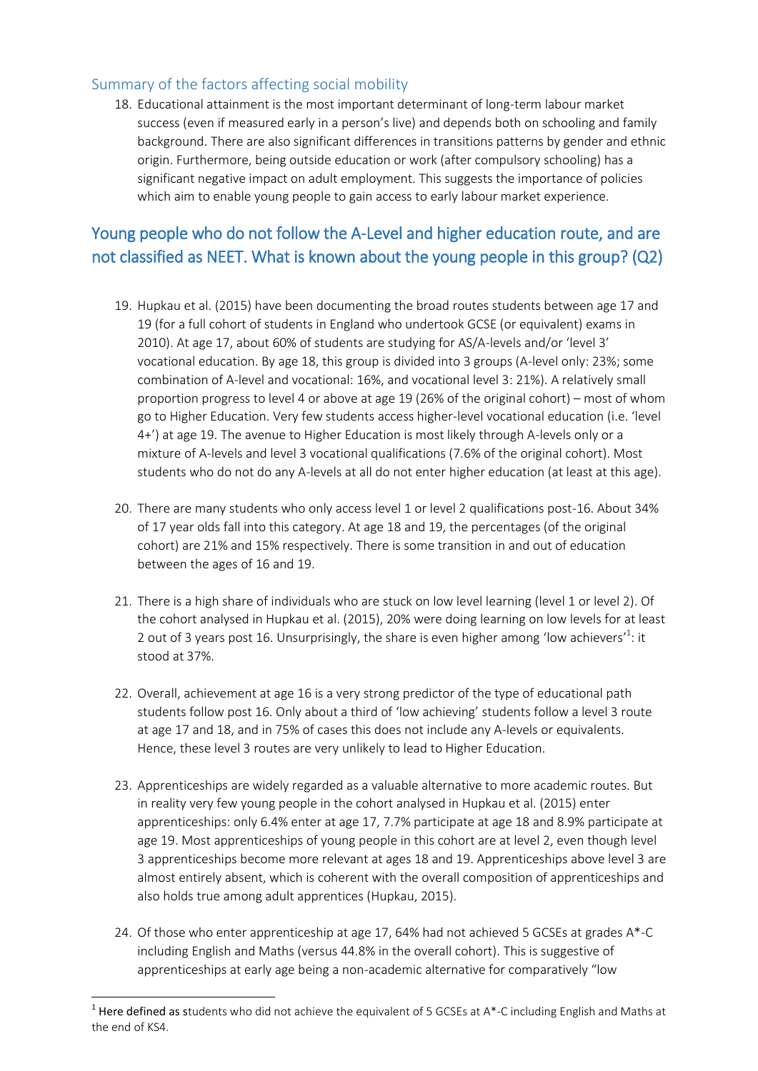## Summary of the factors affecting social mobility

18. Educational attainment is the most important determinant of long-term labour market success (even if measured early in a person's live) and depends both on schooling and family background. There are also significant differences in transitions patterns by gender and ethnic origin. Furthermore, being outside education or work (after compulsory schooling) has a significant negative impact on adult employment. This suggests the importance of policies which aim to enable young people to gain access to early labour market experience.

## Young people who do not follow the A-Level and higher education route, and are not classified as NEET. What is known about the young people in this group? (Q2)

19. Hupkau et al. (2015) have been documenting the broad routes students between age 17 and 19 (for a full cohort of students in England who undertook GCSE (or equivalent) exams in 2010). At age 17, about 60% of students are studying for AS/A-levels and/or 'level 3' vocational education. By age 18, this group is divided into 3 groups (A-level only: 23%; some combination of A-level and vocational: 16%, and vocational level 3: 21%). A relatively small proportion progress to level 4 or above at age 19 (26% of the original cohort) – most of whom go to Higher Education. Very few students access higher-level vocational education (i.e. 'level 4+') at age 19. The avenue to Higher Education is most likely through A-levels only or a mixture of A-levels and level 3 vocational qualifications (7.6% of the original cohort). Most students who do not do any A-levels at all do not enter higher education (at least at this age).

20. There are many students who only access level 1 or level 2 qualifications post-16. About 34% of 17 year olds fall into this category. At age 18 and 19, the percentages (of the original cohort) are 21% and 15% respectively. There is some transition in and out of education between the ages of 16 and 19.

21. There is a high share of individuals who are stuck on low level learning (level 1 or level 2). Of the cohort analysed in Hupkau et al. (2015), 20% were doing learning on low levels for at least 2 out of 3 years post 16. Unsurprisingly, the share is even higher among 'low achievers'[1]: it stood at 37%.

22. Overall, achievement at age 16 is a very strong predictor of the type of educational path students follow post 16. Only about a third of 'low achieving' students follow a level 3 route at age 17 and 18, and in 75% of cases this does not include any A-levels or equivalents. Hence, these level 3 routes are very unlikely to lead to Higher Education.

23. Apprenticeships are widely regarded as a valuable alternative to more academic routes. But in reality very few young people in the cohort analysed in Hupkau et al. (2015) enter apprenticeships: only 6.4% enter at age 17, 7.7% participate at age 18 and 8.9% participate at age 19. Most apprenticeships of young people in this cohort are at level 2, even though level 3 apprenticeships become more relevant at ages 18 and 19. Apprenticeships above level 3 are almost entirely absent, which is coherent with the overall composition of apprenticeships and also holds true among adult apprentices (Hupkau, 2015).

24. Of those who enter apprenticeship at age 17, 64% had not achieved 5 GCSEs at grades A*-C including English and Maths (versus 44.8% in the overall cohort). This is suggestive of apprenticeships at early age being a non-academic alternative for comparatively "low

[1] Here defined as students who did not achieve the equivalent of 5 GCSEs at A*-C including English and Maths at the end of KS4.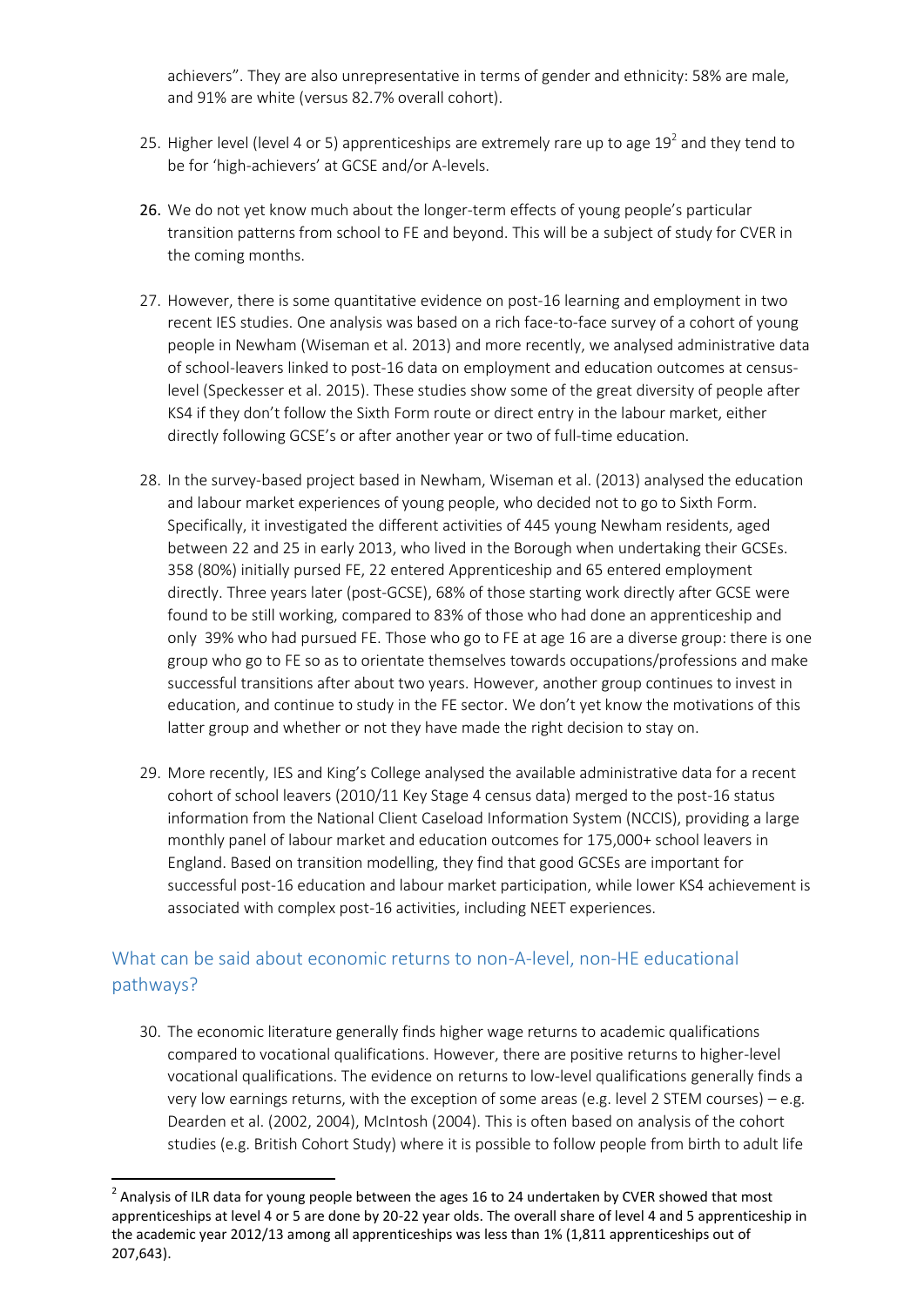achievers". They are also unrepresentative in terms of gender and ethnicity: 58% are male, and 91% are white (versus 82.7% overall cohort).

25. Higher level (level 4 or 5) apprenticeships are extremely rare up to age 19[2] and they tend to be for 'high-achievers' at GCSE and/or A-levels.

26. We do not yet know much about the longer-term effects of young people's particular transition patterns from school to FE and beyond. This will be a subject of study for CVER in the coming months.

27. However, there is some quantitative evidence on post-16 learning and employment in two recent IES studies. One analysis was based on a rich face-to-face survey of a cohort of young people in Newham (Wiseman et al. 2013) and more recently, we analysed administrative data of school-leavers linked to post-16 data on employment and education outcomes at census-level (Speckesser et al. 2015). These studies show some of the great diversity of people after KS4 if they don't follow the Sixth Form route or direct entry in the labour market, either directly following GCSE's or after another year or two of full-time education.

28. In the survey-based project based in Newham, Wiseman et al. (2013) analysed the education and labour market experiences of young people, who decided not to go to Sixth Form. Specifically, it investigated the different activities of 445 young Newham residents, aged between 22 and 25 in early 2013, who lived in the Borough when undertaking their GCSEs. 358 (80%) initially pursed FE, 22 entered Apprenticeship and 65 entered employment directly. Three years later (post-GCSE), 68% of those starting work directly after GCSE were found to be still working, compared to 83% of those who had done an apprenticeship and only 39% who had pursued FE. Those who go to FE at age 16 are a diverse group: there is one group who go to FE so as to orientate themselves towards occupations/professions and make successful transitions after about two years. However, another group continues to invest in education, and continue to study in the FE sector. We don't yet know the motivations of this latter group and whether or not they have made the right decision to stay on.

29. More recently, IES and King's College analysed the available administrative data for a recent cohort of school leavers (2010/11 Key Stage 4 census data) merged to the post-16 status information from the National Client Caseload Information System (NCCIS), providing a large monthly panel of labour market and education outcomes for 175,000+ school leavers in England. Based on transition modelling, they find that good GCSEs are important for successful post-16 education and labour market participation, while lower KS4 achievement is associated with complex post-16 activities, including NEET experiences.

## What can be said about economic returns to non-A-level, non-HE educational pathways?

30. The economic literature generally finds higher wage returns to academic qualifications compared to vocational qualifications. However, there are positive returns to higher-level vocational qualifications. The evidence on returns to low-level qualifications generally finds a very low earnings returns, with the exception of some areas (e.g. level 2 STEM courses) – e.g. Dearden et al. (2002, 2004), McIntosh (2004). This is often based on analysis of the cohort studies (e.g. British Cohort Study) where it is possible to follow people from birth to adult life

[2] Analysis of ILR data for young people between the ages 16 to 24 undertaken by CVER showed that most apprenticeships at level 4 or 5 are done by 20-22 year olds. The overall share of level 4 and 5 apprenticeship in the academic year 2012/13 among all apprenticeships was less than 1% (1,811 apprenticeships out of 207,643).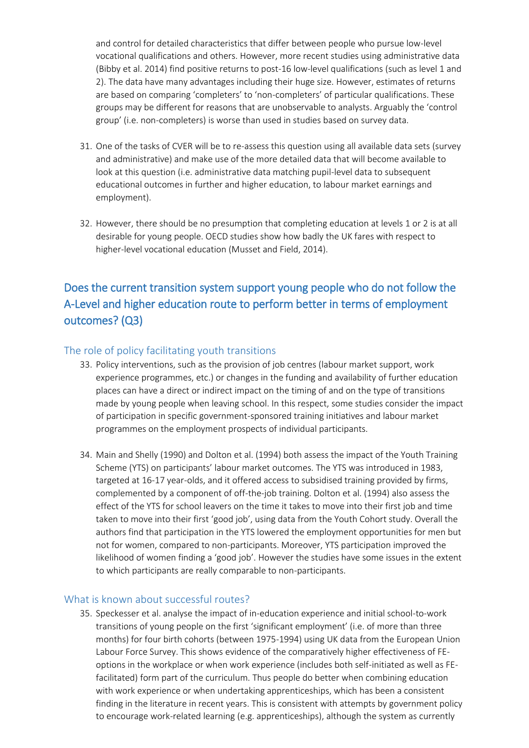and control for detailed characteristics that differ between people who pursue low-level vocational qualifications and others. However, more recent studies using administrative data (Bibby et al. 2014) find positive returns to post-16 low-level qualifications (such as level 1 and 2). The data have many advantages including their huge size. However, estimates of returns are based on comparing 'completers' to 'non-completers' of particular qualifications. These groups may be different for reasons that are unobservable to analysts. Arguably the 'control group' (i.e. non-completers) is worse than used in studies based on survey data.

31. One of the tasks of CVER will be to re-assess this question using all available data sets (survey and administrative) and make use of the more detailed data that will become available to look at this question (i.e. administrative data matching pupil-level data to subsequent educational outcomes in further and higher education, to labour market earnings and employment).

32. However, there should be no presumption that completing education at levels 1 or 2 is at all desirable for young people. OECD studies show how badly the UK fares with respect to higher-level vocational education (Musset and Field, 2014).

## Does the current transition system support young people who do not follow the A-Level and higher education route to perform better in terms of employment outcomes? (Q3)

### The role of policy facilitating youth transitions

33. Policy interventions, such as the provision of job centres (labour market support, work experience programmes, etc.) or changes in the funding and availability of further education places can have a direct or indirect impact on the timing of and on the type of transitions made by young people when leaving school. In this respect, some studies consider the impact of participation in specific government-sponsored training initiatives and labour market programmes on the employment prospects of individual participants.

34. Main and Shelly (1990) and Dolton et al. (1994) both assess the impact of the Youth Training Scheme (YTS) on participants' labour market outcomes. The YTS was introduced in 1983, targeted at 16-17 year-olds, and it offered access to subsidised training provided by firms, complemented by a component of off-the-job training. Dolton et al. (1994) also assess the effect of the YTS for school leavers on the time it takes to move into their first job and time taken to move into their first 'good job', using data from the Youth Cohort study. Overall the authors find that participation in the YTS lowered the employment opportunities for men but not for women, compared to non-participants. Moreover, YTS participation improved the likelihood of women finding a 'good job'. However the studies have some issues in the extent to which participants are really comparable to non-participants.

### What is known about successful routes?

35. Speckesser et al. analyse the impact of in-education experience and initial school-to-work transitions of young people on the first 'significant employment' (i.e. of more than three months) for four birth cohorts (between 1975-1994) using UK data from the European Union Labour Force Survey. This shows evidence of the comparatively higher effectiveness of FE-options in the workplace or when work experience (includes both self-initiated as well as FE-facilitated) form part of the curriculum. Thus people do better when combining education with work experience or when undertaking apprenticeships, which has been a consistent finding in the literature in recent years. This is consistent with attempts by government policy to encourage work-related learning (e.g. apprenticeships), although the system as currently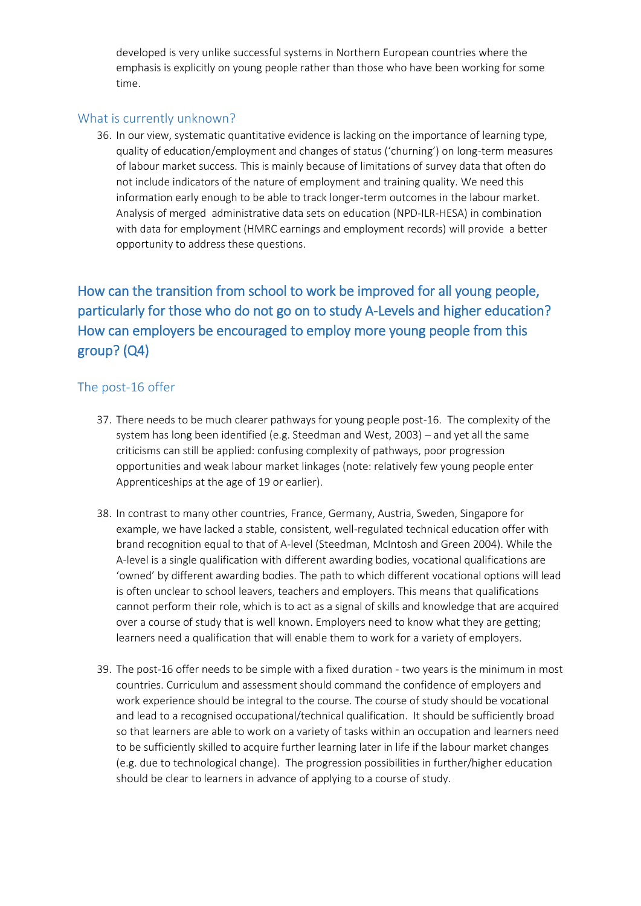developed is very unlike successful systems in Northern European countries where the emphasis is explicitly on young people rather than those who have been working for some time.

### What is currently unknown?

36. In our view, systematic quantitative evidence is lacking on the importance of learning type, quality of education/employment and changes of status ('churning') on long-term measures of labour market success. This is mainly because of limitations of survey data that often do not include indicators of the nature of employment and training quality. We need this information early enough to be able to track longer-term outcomes in the labour market. Analysis of merged administrative data sets on education (NPD-ILR-HESA) in combination with data for employment (HMRC earnings and employment records) will provide a better opportunity to address these questions.

## How can the transition from school to work be improved for all young people, particularly for those who do not go on to study A-Levels and higher education? How can employers be encouraged to employ more young people from this group? (Q4)

### The post-16 offer

37. There needs to be much clearer pathways for young people post-16. The complexity of the system has long been identified (e.g. Steedman and West, 2003) – and yet all the same criticisms can still be applied: confusing complexity of pathways, poor progression opportunities and weak labour market linkages (note: relatively few young people enter Apprenticeships at the age of 19 or earlier).

38. In contrast to many other countries, France, Germany, Austria, Sweden, Singapore for example, we have lacked a stable, consistent, well-regulated technical education offer with brand recognition equal to that of A-level (Steedman, McIntosh and Green 2004). While the A-level is a single qualification with different awarding bodies, vocational qualifications are 'owned' by different awarding bodies. The path to which different vocational options will lead is often unclear to school leavers, teachers and employers. This means that qualifications cannot perform their role, which is to act as a signal of skills and knowledge that are acquired over a course of study that is well known. Employers need to know what they are getting; learners need a qualification that will enable them to work for a variety of employers.

39. The post-16 offer needs to be simple with a fixed duration - two years is the minimum in most countries. Curriculum and assessment should command the confidence of employers and work experience should be integral to the course. The course of study should be vocational and lead to a recognised occupational/technical qualification. It should be sufficiently broad so that learners are able to work on a variety of tasks within an occupation and learners need to be sufficiently skilled to acquire further learning later in life if the labour market changes (e.g. due to technological change). The progression possibilities in further/higher education should be clear to learners in advance of applying to a course of study.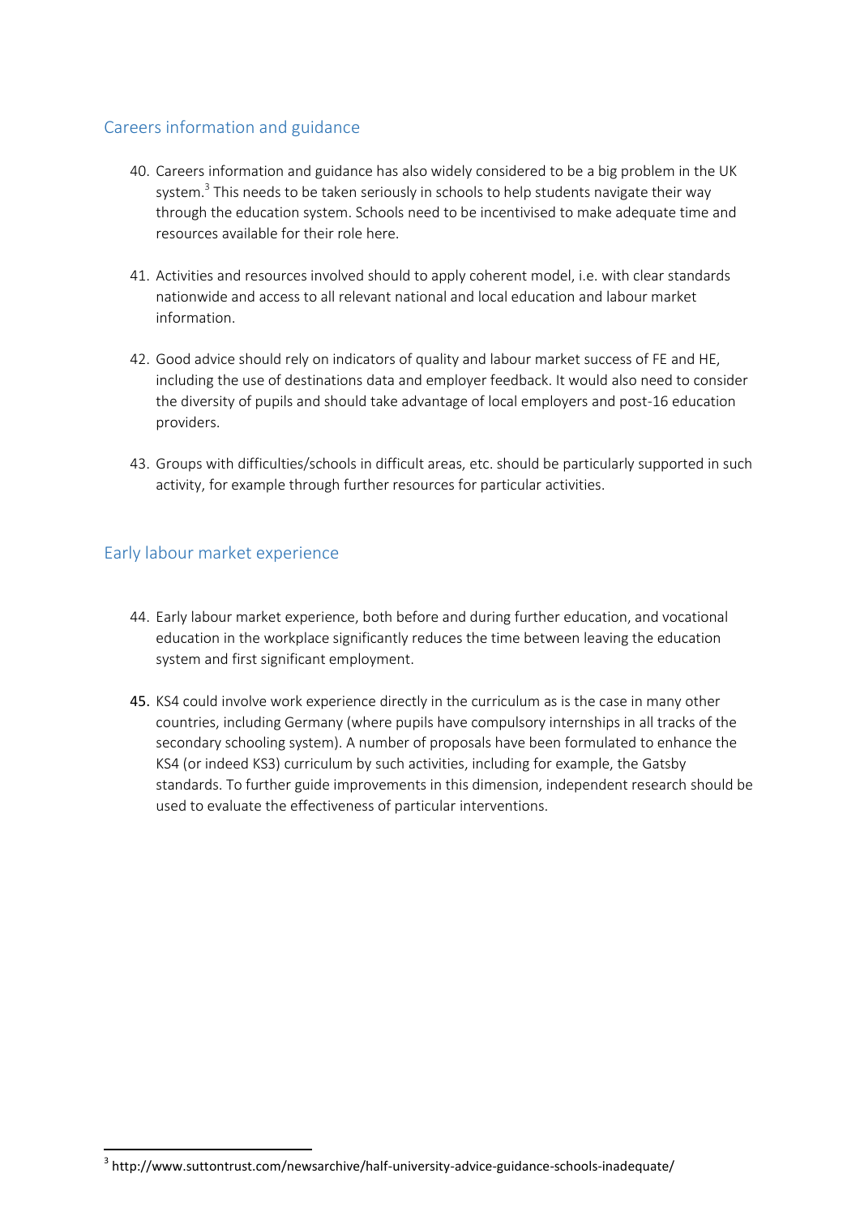## Careers information and guidance

40. Careers information and guidance has also widely considered to be a big problem in the UK system.[3] This needs to be taken seriously in schools to help students navigate their way through the education system. Schools need to be incentivised to make adequate time and resources available for their role here.

41. Activities and resources involved should to apply coherent model, i.e. with clear standards nationwide and access to all relevant national and local education and labour market information.

42. Good advice should rely on indicators of quality and labour market success of FE and HE, including the use of destinations data and employer feedback. It would also need to consider the diversity of pupils and should take advantage of local employers and post-16 education providers.

43. Groups with difficulties/schools in difficult areas, etc. should be particularly supported in such activity, for example through further resources for particular activities.

## Early labour market experience

44. Early labour market experience, both before and during further education, and vocational education in the workplace significantly reduces the time between leaving the education system and first significant employment.

45. KS4 could involve work experience directly in the curriculum as is the case in many other countries, including Germany (where pupils have compulsory internships in all tracks of the secondary schooling system). A number of proposals have been formulated to enhance the KS4 (or indeed KS3) curriculum by such activities, including for example, the Gatsby standards. To further guide improvements in this dimension, independent research should be used to evaluate the effectiveness of particular interventions.

[3] http://www.suttontrust.com/newsarchive/half-university-advice-guidance-schools-inadequate/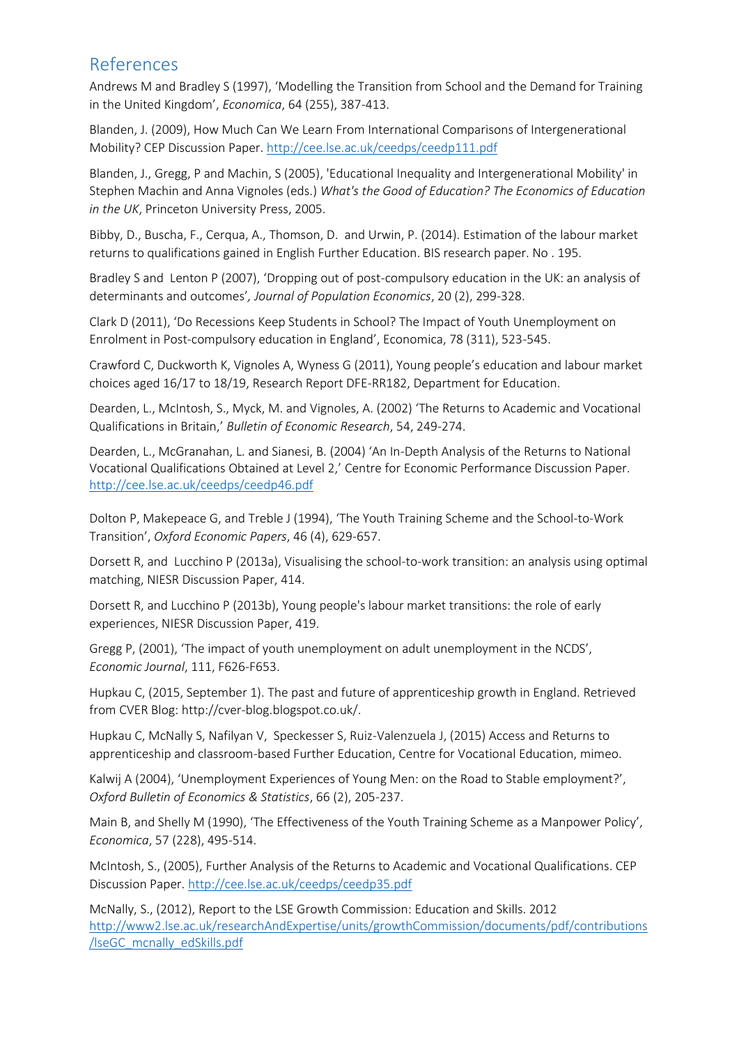## References

Andrews M and Bradley S (1997), 'Modelling the Transition from School and the Demand for Training in the United Kingdom', *Economica*, 64 (255), 387-413.

Blanden, J. (2009), How Much Can We Learn From International Comparisons of Intergenerational Mobility? CEP Discussion Paper. http://cee.lse.ac.uk/ceedps/ceedp111.pdf

Blanden, J., Gregg, P and Machin, S (2005), 'Educational Inequality and Intergenerational Mobility' in Stephen Machin and Anna Vignoles (eds.) *What's the Good of Education? The Economics of Education in the UK*, Princeton University Press, 2005.

Bibby, D., Buscha, F., Cerqua, A., Thomson, D. and Urwin, P. (2014). Estimation of the labour market returns to qualifications gained in English Further Education. BIS research paper. No . 195.

Bradley S and Lenton P (2007), 'Dropping out of post-compulsory education in the UK: an analysis of determinants and outcomes', *Journal of Population Economics*, 20 (2), 299-328.

Clark D (2011), 'Do Recessions Keep Students in School? The Impact of Youth Unemployment on Enrolment in Post-compulsory education in England', Economica, 78 (311), 523-545.

Crawford C, Duckworth K, Vignoles A, Wyness G (2011), Young people's education and labour market choices aged 16/17 to 18/19, Research Report DFE-RR182, Department for Education.

Dearden, L., McIntosh, S., Myck, M. and Vignoles, A. (2002) 'The Returns to Academic and Vocational Qualifications in Britain,' *Bulletin of Economic Research*, 54, 249-274.

Dearden, L., McGranahan, L. and Sianesi, B. (2004) 'An In-Depth Analysis of the Returns to National Vocational Qualifications Obtained at Level 2,' Centre for Economic Performance Discussion Paper. http://cee.lse.ac.uk/ceedps/ceedp46.pdf

Dolton P, Makepeace G, and Treble J (1994), 'The Youth Training Scheme and the School-to-Work Transition', *Oxford Economic Papers*, 46 (4), 629-657.

Dorsett R, and Lucchino P (2013a), Visualising the school-to-work transition: an analysis using optimal matching, NIESR Discussion Paper, 414.

Dorsett R, and Lucchino P (2013b), Young people's labour market transitions: the role of early experiences, NIESR Discussion Paper, 419.

Gregg P, (2001), 'The impact of youth unemployment on adult unemployment in the NCDS', *Economic Journal*, 111, F626-F653.

Hupkau C, (2015, September 1). The past and future of apprenticeship growth in England. Retrieved from CVER Blog: http://cver-blog.blogspot.co.uk/.

Hupkau C, McNally S, Nafilyan V, Speckesser S, Ruiz-Valenzuela J, (2015) Access and Returns to apprenticeship and classroom-based Further Education, Centre for Vocational Education, mimeo.

Kalwij A (2004), 'Unemployment Experiences of Young Men: on the Road to Stable employment?', *Oxford Bulletin of Economics & Statistics*, 66 (2), 205-237.

Main B, and Shelly M (1990), 'The Effectiveness of the Youth Training Scheme as a Manpower Policy', *Economica*, 57 (228), 495-514.

McIntosh, S., (2005), Further Analysis of the Returns to Academic and Vocational Qualifications. CEP Discussion Paper. http://cee.lse.ac.uk/ceedps/ceedp35.pdf

McNally, S., (2012), Report to the LSE Growth Commission: Education and Skills. 2012 http://www2.lse.ac.uk/researchAndExpertise/units/growthCommission/documents/pdf/contributions/lseGC_mcnally_edSkills.pdf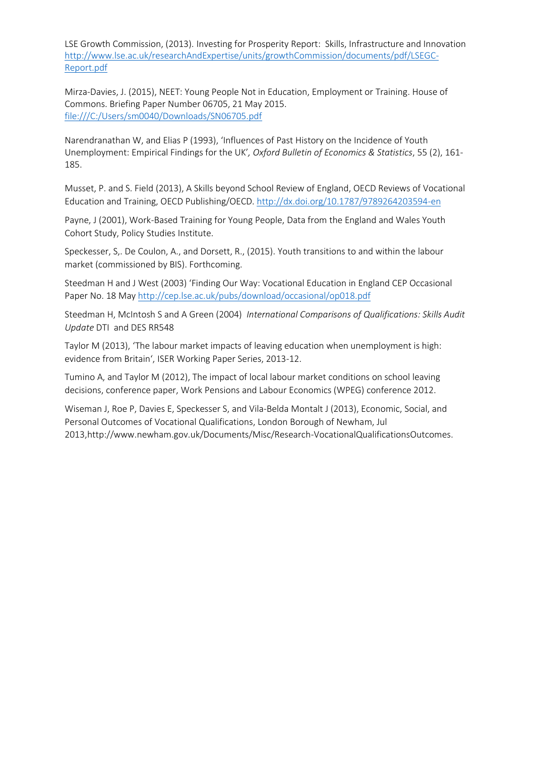LSE Growth Commission, (2013). Investing for Prosperity Report: Skills, Infrastructure and Innovation http://www.lse.ac.uk/researchAndExpertise/units/growthCommission/documents/pdf/LSEGC-Report.pdf

Mirza-Davies, J. (2015), NEET: Young People Not in Education, Employment or Training. House of Commons. Briefing Paper Number 06705, 21 May 2015. file:///C:/Users/sm0040/Downloads/SN06705.pdf

Narendranathan W, and Elias P (1993), 'Influences of Past History on the Incidence of Youth Unemployment: Empirical Findings for the UK', *Oxford Bulletin of Economics & Statistics*, 55 (2), 161-185.

Musset, P. and S. Field (2013), A Skills beyond School Review of England, OECD Reviews of Vocational Education and Training, OECD Publishing/OECD. http://dx.doi.org/10.1787/9789264203594-en

Payne, J (2001), Work-Based Training for Young People, Data from the England and Wales Youth Cohort Study, Policy Studies Institute.

Speckesser, S,. De Coulon, A., and Dorsett, R., (2015). Youth transitions to and within the labour market (commissioned by BIS). Forthcoming.

Steedman H and J West (2003) 'Finding Our Way: Vocational Education in England CEP Occasional Paper No. 18 May http://cep.lse.ac.uk/pubs/download/occasional/op018.pdf

Steedman H, McIntosh S and A Green (2004) *International Comparisons of Qualifications: Skills Audit Update* DTI and DES RR548

Taylor M (2013), 'The labour market impacts of leaving education when unemployment is high: evidence from Britain', ISER Working Paper Series, 2013-12.

Tumino A, and Taylor M (2012), The impact of local labour market conditions on school leaving decisions, conference paper, Work Pensions and Labour Economics (WPEG) conference 2012.

Wiseman J, Roe P, Davies E, Speckesser S, and Vila-Belda Montalt J (2013), Economic, Social, and Personal Outcomes of Vocational Qualifications, London Borough of Newham, Jul 2013,http://www.newham.gov.uk/Documents/Misc/Research-VocationalQualificationsOutcomes.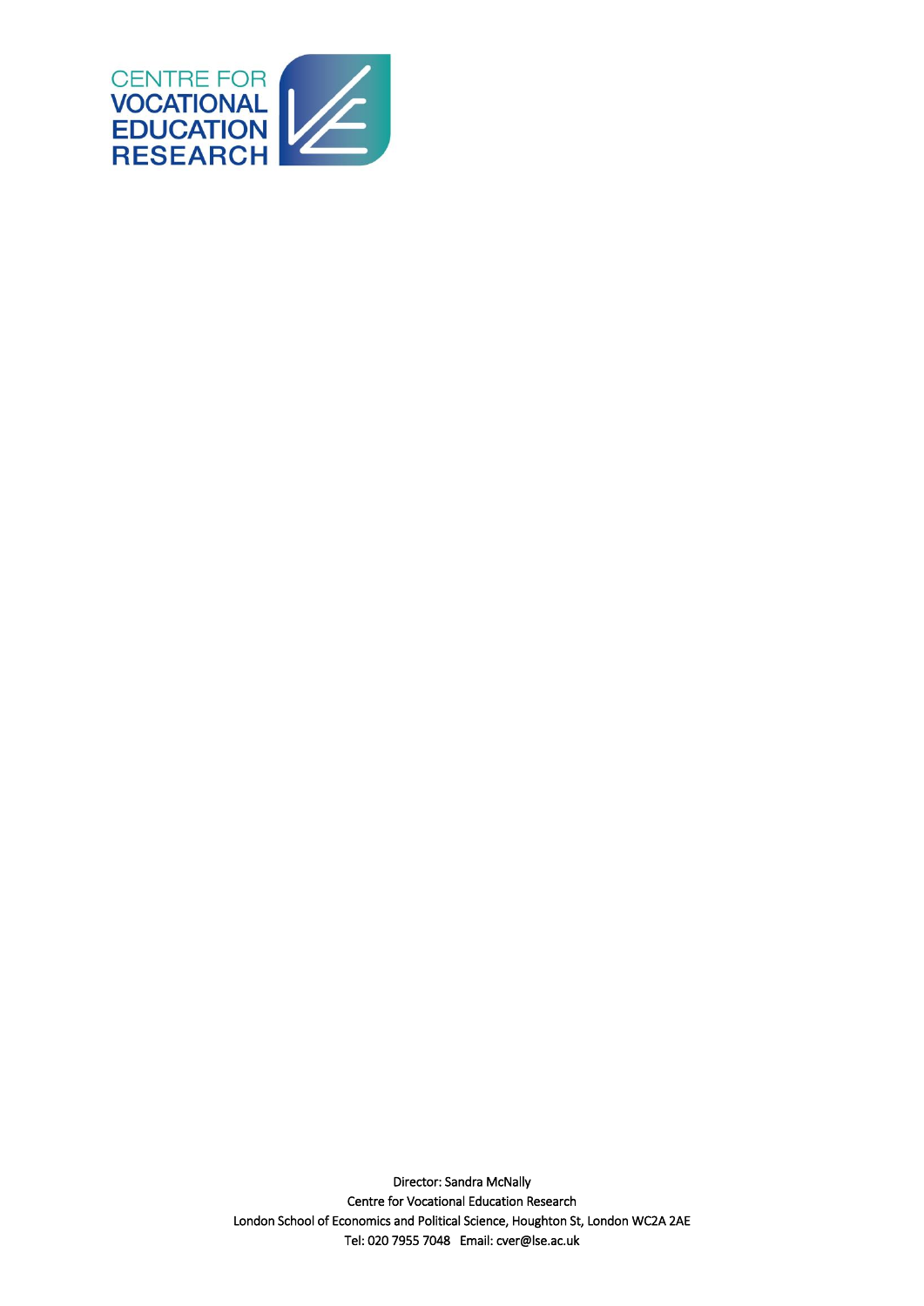CENTRE FOR
VOCATIONAL
EDUCATION
RESEARCH

Director: Sandra McNally
Centre for Vocational Education Research
London School of Economics and Political Science, Houghton St, London WC2A 2AE
Tel: 020 7955 7048 Email: cver@lse.ac.uk